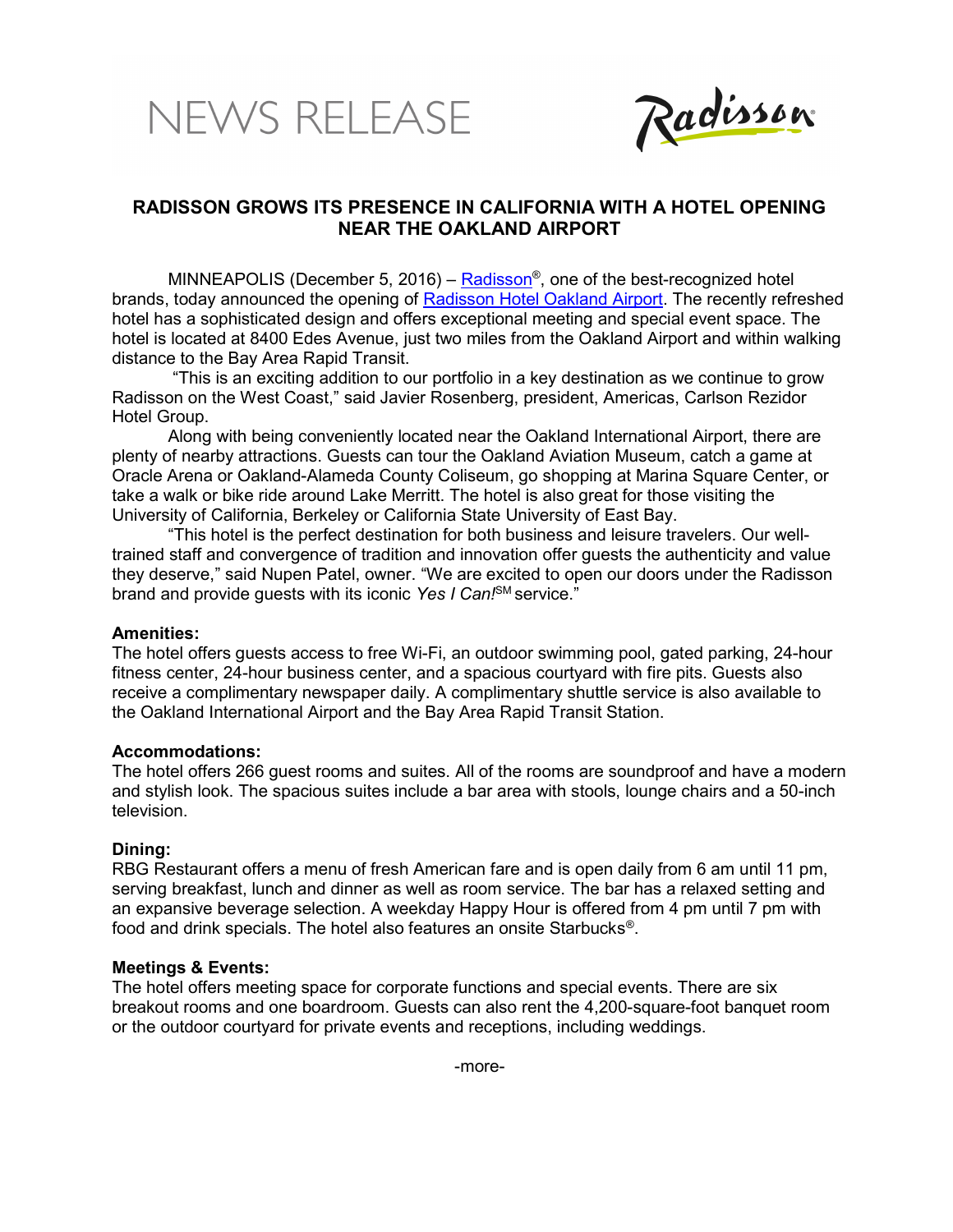# NEWS RELEASE

## RADISSON GROWS ITS PRESENCE IN CALIFORNIA WITH A HOTEL OPENING NEAR THE OAKLAND AIRPORT

MINNEAPOLIS (December 5, 2016) – Radisson®, one of the best-recognized hotel brands, today announced the opening of Radisson Hotel Oakland Airport. The recently refreshed hotel has a sophisticated design and offers exceptional meeting and special event space. The hotel is located at 8400 Edes Avenue, just two miles from the Oakland Airport and within walking distance to the Bay Area Rapid Transit.

"This is an exciting addition to our portfolio in a key destination as we continue to grow Radisson on the West Coast," said Javier Rosenberg, president, Americas, Carlson Rezidor Hotel Group.

Along with being conveniently located near the Oakland International Airport, there are plenty of nearby attractions. Guests can tour the Oakland Aviation Museum, catch a game at Oracle Arena or Oakland-Alameda County Coliseum, go shopping at Marina Square Center, or take a walk or bike ride around Lake Merritt. The hotel is also great for those visiting the University of California, Berkeley or California State University of East Bay.

"This hotel is the perfect destination for both business and leisure travelers. Our well-trained staff and convergence of tradition and innovation offer guests the authenticity and value they deserve," said Nupen Patel, owner. "We are excited to open our doors under the Radisson brand and provide guests with its iconic *Yes I Can!*℠ service."

**Amenities:**
The hotel offers guests access to free Wi-Fi, an outdoor swimming pool, gated parking, 24-hour fitness center, 24-hour business center, and a spacious courtyard with fire pits. Guests also receive a complimentary newspaper daily. A complimentary shuttle service is also available to the Oakland International Airport and the Bay Area Rapid Transit Station.

**Accommodations:**
The hotel offers 266 guest rooms and suites. All of the rooms are soundproof and have a modern and stylish look. The spacious suites include a bar area with stools, lounge chairs and a 50-inch television.

**Dining:**
RBG Restaurant offers a menu of fresh American fare and is open daily from 6 am until 11 pm, serving breakfast, lunch and dinner as well as room service. The bar has a relaxed setting and an expansive beverage selection. A weekday Happy Hour is offered from 4 pm until 7 pm with food and drink specials. The hotel also features an onsite Starbucks®.

**Meetings & Events:**
The hotel offers meeting space for corporate functions and special events. There are six breakout rooms and one boardroom. Guests can also rent the 4,200-square-foot banquet room or the outdoor courtyard for private events and receptions, including weddings.

-more-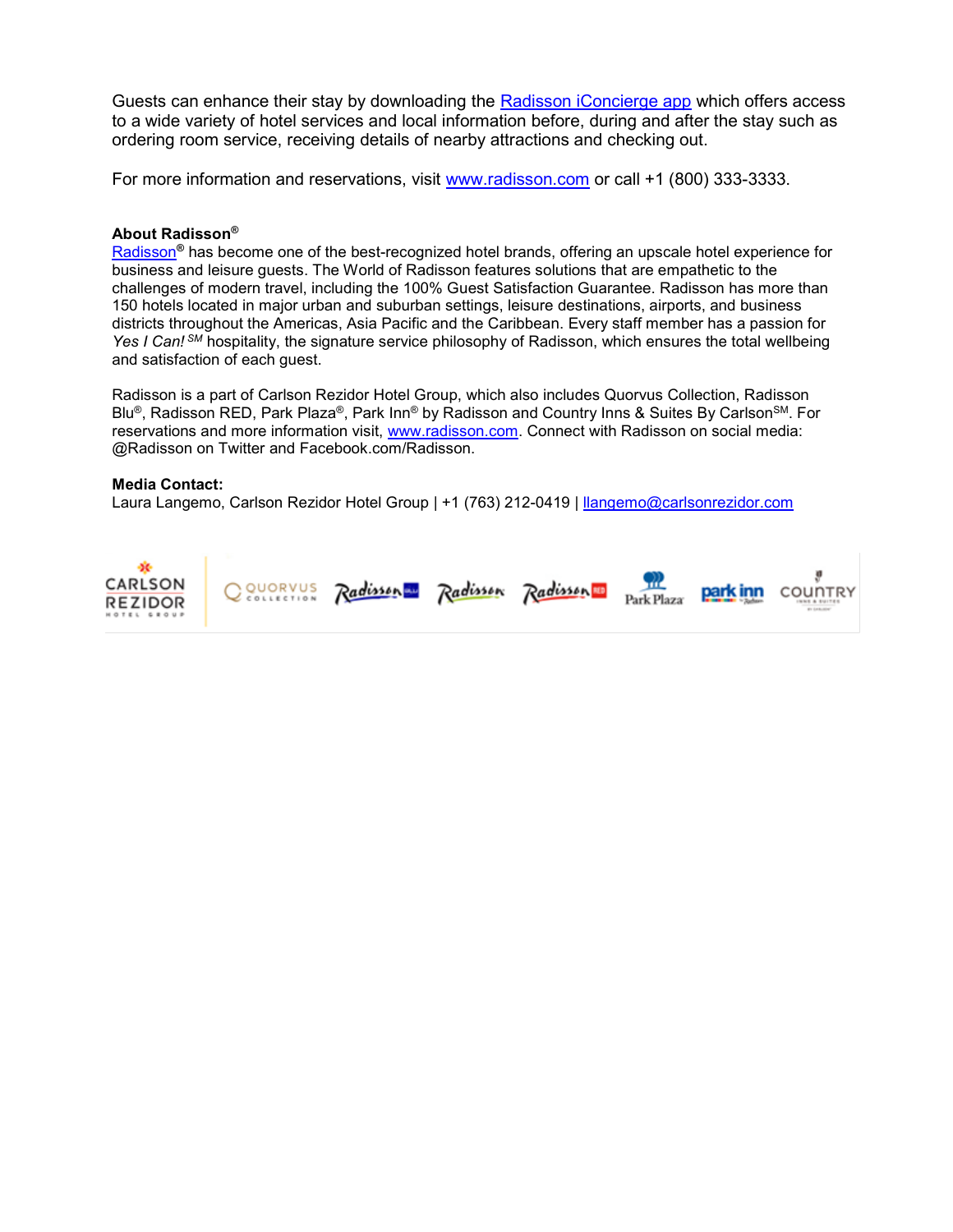Guests can enhance their stay by downloading the Radisson iConcierge app which offers access to a wide variety of hotel services and local information before, during and after the stay such as ordering room service, receiving details of nearby attractions and checking out.

For more information and reservations, visit www.radisson.com or call +1 (800) 333-3333.

**About Radisson®**

Radisson® has become one of the best-recognized hotel brands, offering an upscale hotel experience for business and leisure guests. The World of Radisson features solutions that are empathetic to the challenges of modern travel, including the 100% Guest Satisfaction Guarantee. Radisson has more than 150 hotels located in major urban and suburban settings, leisure destinations, airports, and business districts throughout the Americas, Asia Pacific and the Caribbean. Every staff member has a passion for *Yes I Can!* SM hospitality, the signature service philosophy of Radisson, which ensures the total wellbeing and satisfaction of each guest.

Radisson is a part of Carlson Rezidor Hotel Group, which also includes Quorvus Collection, Radisson Blu®, Radisson RED, Park Plaza®, Park Inn® by Radisson and Country Inns & Suites By CarlsonSM. For reservations and more information visit, www.radisson.com. Connect with Radisson on social media: @Radisson on Twitter and Facebook.com/Radisson.

**Media Contact:**

Laura Langemo, Carlson Rezidor Hotel Group | +1 (763) 212-0419 | llangemo@carlsonrezidor.com